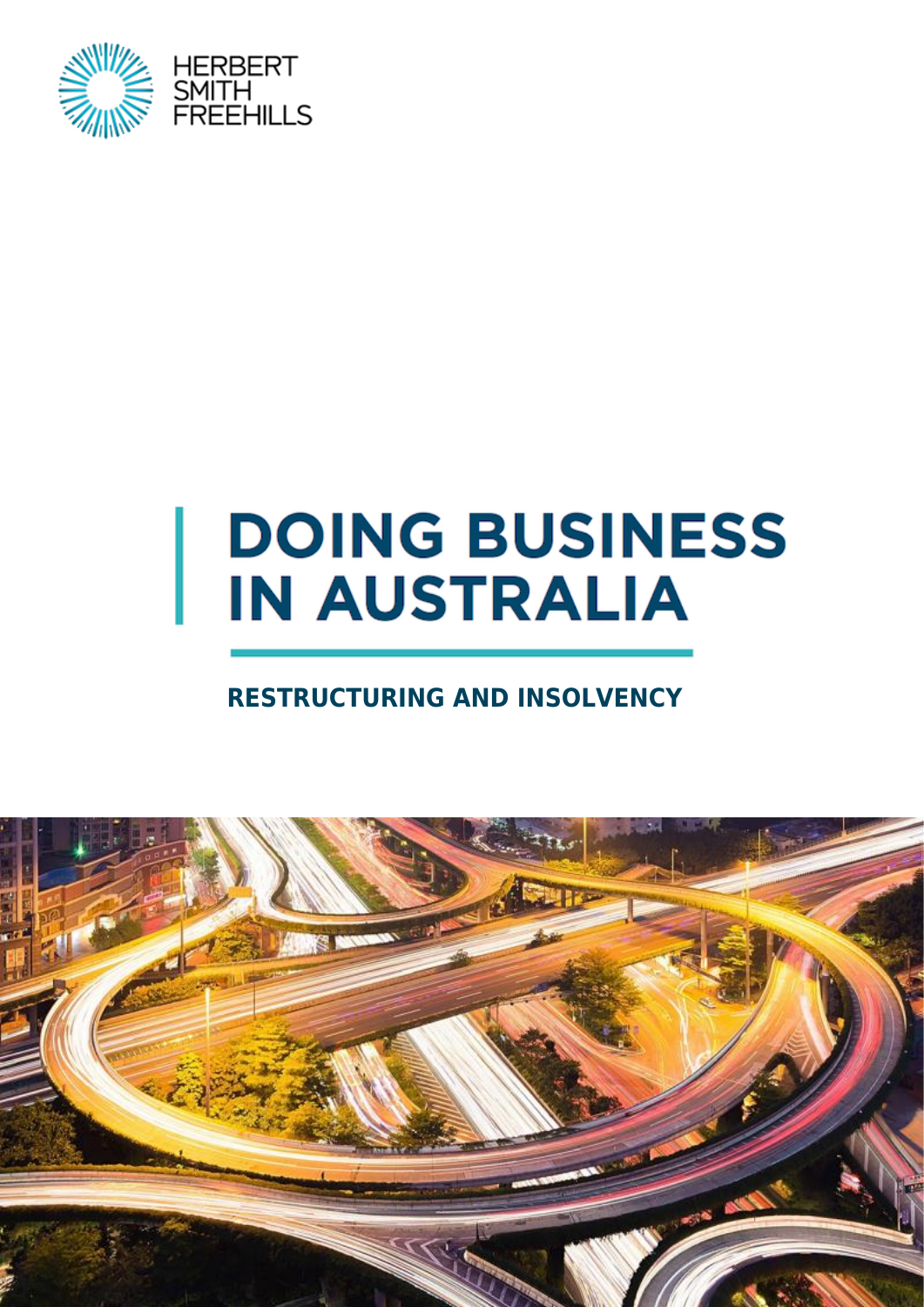HERBERT SMITH FREEHILLS

# DOING BUSINESS IN AUSTRALIA

## RESTRUCTURING AND INSOLVENCY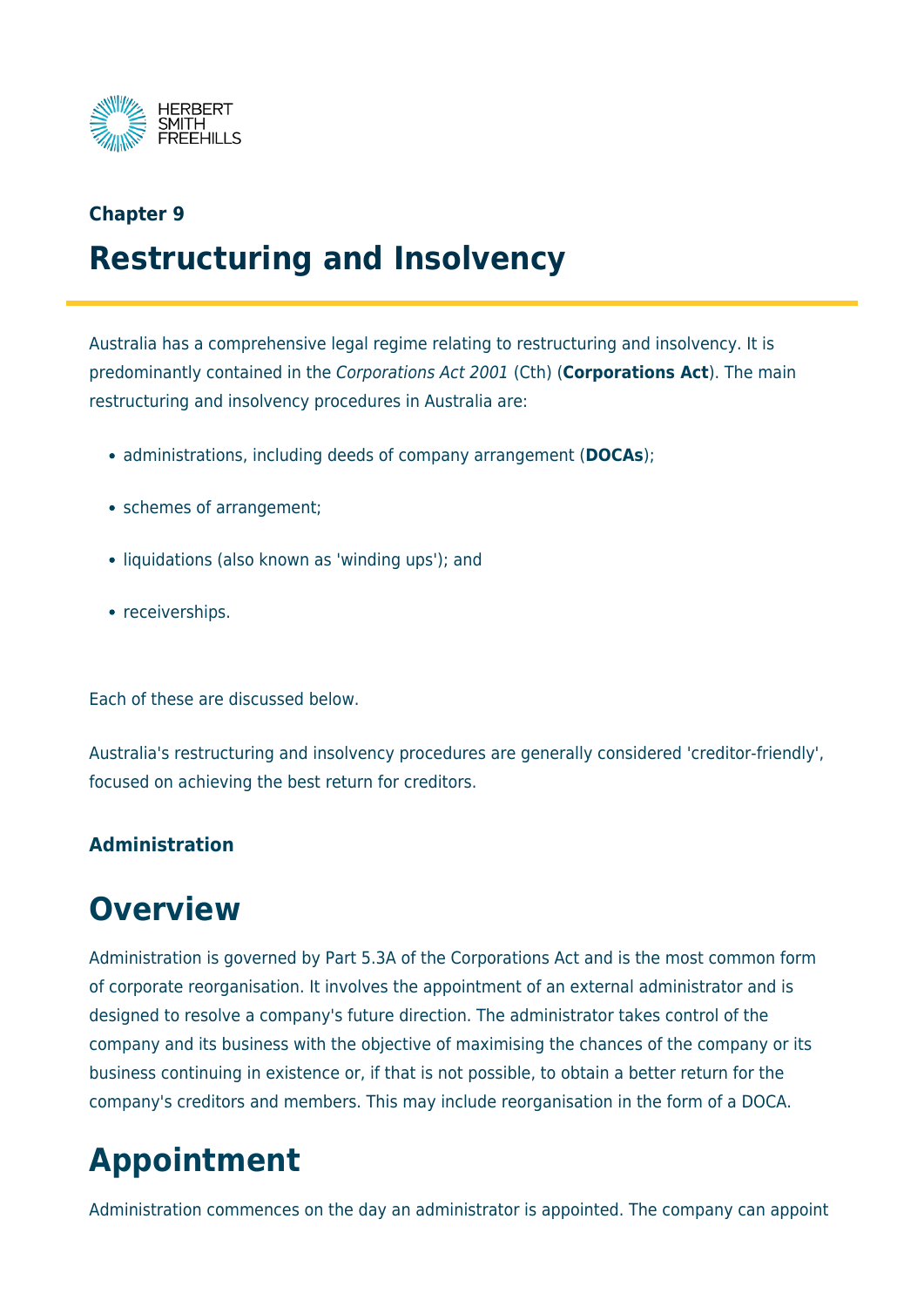### Chapter 9

# Restructuring and Insolvency

Australia has a comprehensive legal regime relating to restructuring and insolvency. It is predominantly contained in the *Corporations Act 2001* (Cth) (**Corporations Act**). The main restructuring and insolvency procedures in Australia are:

- administrations, including deeds of company arrangement (**DOCAs**);
- schemes of arrangement;
- liquidations (also known as 'winding ups'); and
- receiverships.

Each of these are discussed below.

Australia's restructuring and insolvency procedures are generally considered 'creditor-friendly', focused on achieving the best return for creditors.

### Administration

## Overview

Administration is governed by Part 5.3A of the Corporations Act and is the most common form of corporate reorganisation. It involves the appointment of an external administrator and is designed to resolve a company's future direction. The administrator takes control of the company and its business with the objective of maximising the chances of the company or its business continuing in existence or, if that is not possible, to obtain a better return for the company's creditors and members. This may include reorganisation in the form of a DOCA.

## Appointment

Administration commences on the day an administrator is appointed. The company can appoint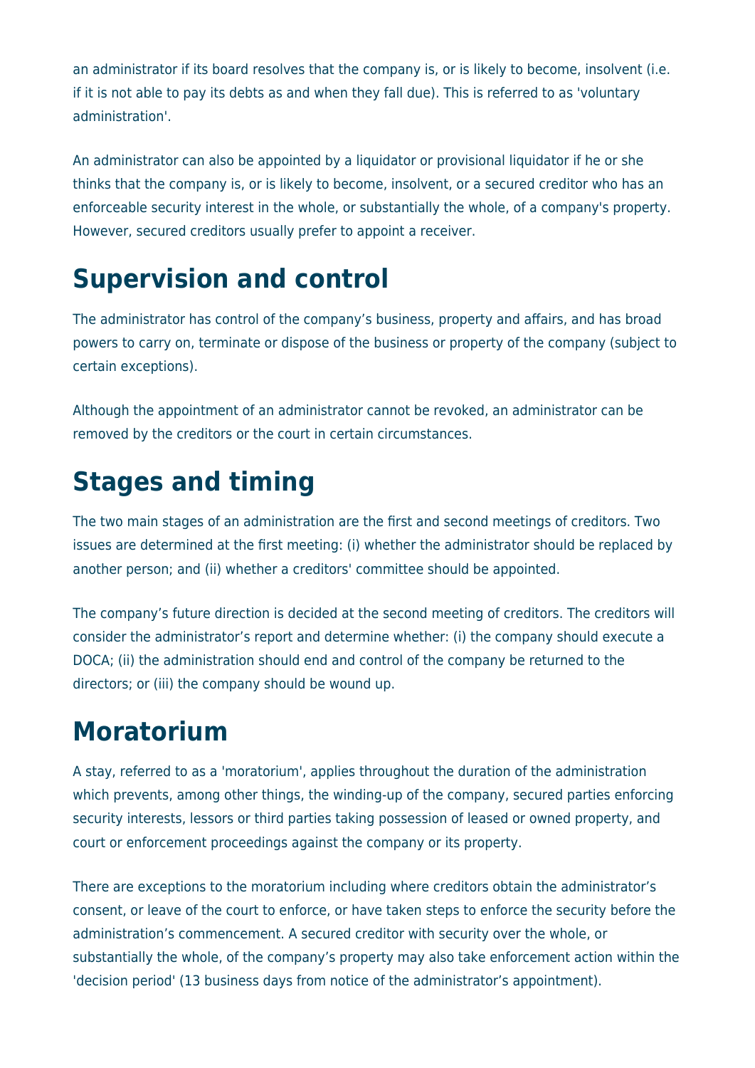an administrator if its board resolves that the company is, or is likely to become, insolvent (i.e. if it is not able to pay its debts as and when they fall due). This is referred to as 'voluntary administration'.

An administrator can also be appointed by a liquidator or provisional liquidator if he or she thinks that the company is, or is likely to become, insolvent, or a secured creditor who has an enforceable security interest in the whole, or substantially the whole, of a company's property. However, secured creditors usually prefer to appoint a receiver.

# Supervision and control

The administrator has control of the company's business, property and affairs, and has broad powers to carry on, terminate or dispose of the business or property of the company (subject to certain exceptions).

Although the appointment of an administrator cannot be revoked, an administrator can be removed by the creditors or the court in certain circumstances.

# Stages and timing

The two main stages of an administration are the first and second meetings of creditors. Two issues are determined at the first meeting: (i) whether the administrator should be replaced by another person; and (ii) whether a creditors' committee should be appointed.

The company's future direction is decided at the second meeting of creditors. The creditors will consider the administrator's report and determine whether: (i) the company should execute a DOCA; (ii) the administration should end and control of the company be returned to the directors; or (iii) the company should be wound up.

# Moratorium

A stay, referred to as a 'moratorium', applies throughout the duration of the administration which prevents, among other things, the winding-up of the company, secured parties enforcing security interests, lessors or third parties taking possession of leased or owned property, and court or enforcement proceedings against the company or its property.

There are exceptions to the moratorium including where creditors obtain the administrator's consent, or leave of the court to enforce, or have taken steps to enforce the security before the administration's commencement. A secured creditor with security over the whole, or substantially the whole, of the company's property may also take enforcement action within the 'decision period' (13 business days from notice of the administrator's appointment).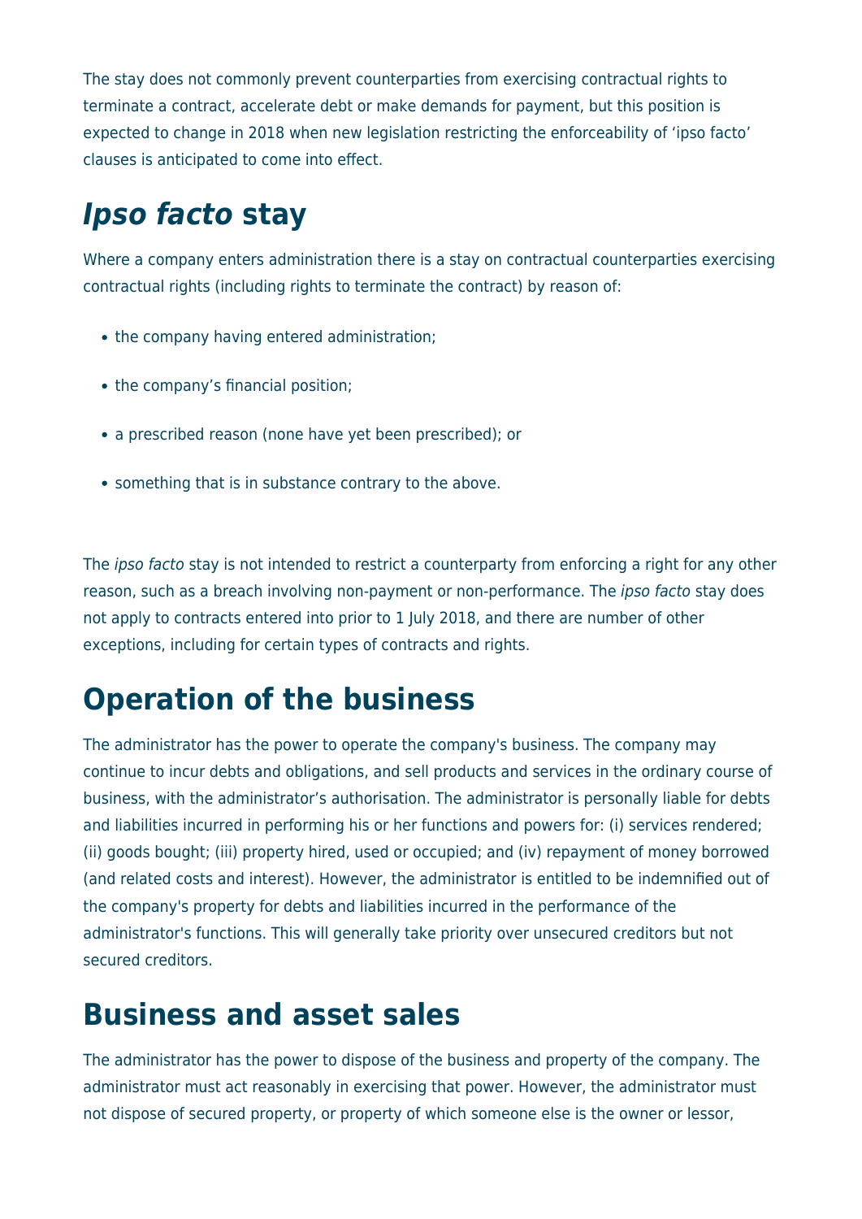The stay does not commonly prevent counterparties from exercising contractual rights to terminate a contract, accelerate debt or make demands for payment, but this position is expected to change in 2018 when new legislation restricting the enforceability of 'ipso facto' clauses is anticipated to come into effect.

## *Ipso facto* stay

Where a company enters administration there is a stay on contractual counterparties exercising contractual rights (including rights to terminate the contract) by reason of:

- the company having entered administration;
- the company's financial position;
- a prescribed reason (none have yet been prescribed); or
- something that is in substance contrary to the above.

The *ipso facto* stay is not intended to restrict a counterparty from enforcing a right for any other reason, such as a breach involving non-payment or non-performance. The *ipso facto* stay does not apply to contracts entered into prior to 1 July 2018, and there are number of other exceptions, including for certain types of contracts and rights.

## Operation of the business

The administrator has the power to operate the company's business. The company may continue to incur debts and obligations, and sell products and services in the ordinary course of business, with the administrator's authorisation. The administrator is personally liable for debts and liabilities incurred in performing his or her functions and powers for: (i) services rendered; (ii) goods bought; (iii) property hired, used or occupied; and (iv) repayment of money borrowed (and related costs and interest). However, the administrator is entitled to be indemnified out of the company's property for debts and liabilities incurred in the performance of the administrator's functions. This will generally take priority over unsecured creditors but not secured creditors.

## Business and asset sales

The administrator has the power to dispose of the business and property of the company. The administrator must act reasonably in exercising that power. However, the administrator must not dispose of secured property, or property of which someone else is the owner or lessor,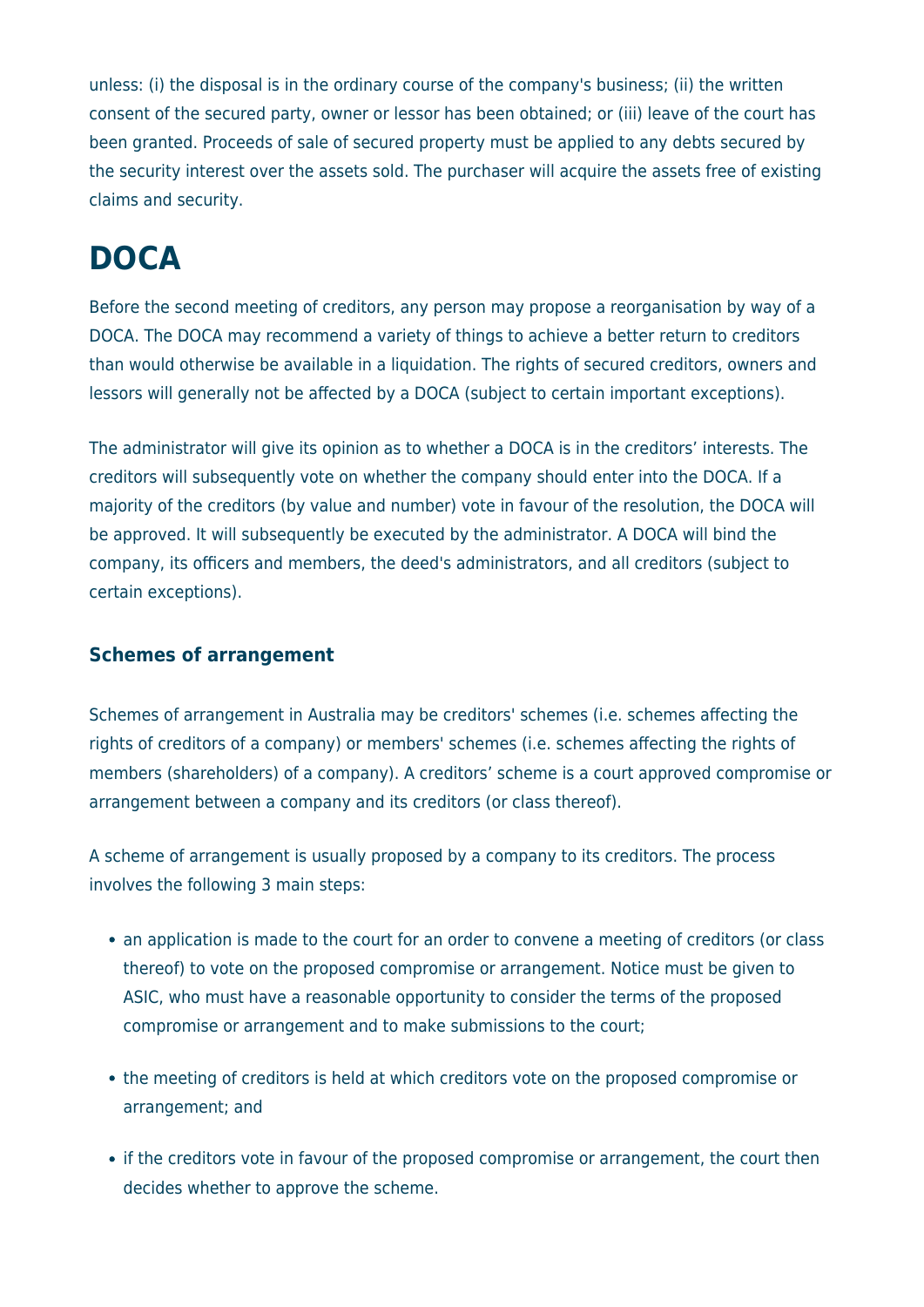unless: (i) the disposal is in the ordinary course of the company's business; (ii) the written consent of the secured party, owner or lessor has been obtained; or (iii) leave of the court has been granted. Proceeds of sale of secured property must be applied to any debts secured by the security interest over the assets sold. The purchaser will acquire the assets free of existing claims and security.

# DOCA

Before the second meeting of creditors, any person may propose a reorganisation by way of a DOCA. The DOCA may recommend a variety of things to achieve a better return to creditors than would otherwise be available in a liquidation. The rights of secured creditors, owners and lessors will generally not be affected by a DOCA (subject to certain important exceptions).

The administrator will give its opinion as to whether a DOCA is in the creditors' interests. The creditors will subsequently vote on whether the company should enter into the DOCA. If a majority of the creditors (by value and number) vote in favour of the resolution, the DOCA will be approved. It will subsequently be executed by the administrator. A DOCA will bind the company, its officers and members, the deed's administrators, and all creditors (subject to certain exceptions).

### Schemes of arrangement

Schemes of arrangement in Australia may be creditors' schemes (i.e. schemes affecting the rights of creditors of a company) or members' schemes (i.e. schemes affecting the rights of members (shareholders) of a company). A creditors' scheme is a court approved compromise or arrangement between a company and its creditors (or class thereof).

A scheme of arrangement is usually proposed by a company to its creditors. The process involves the following 3 main steps:

- an application is made to the court for an order to convene a meeting of creditors (or class thereof) to vote on the proposed compromise or arrangement. Notice must be given to ASIC, who must have a reasonable opportunity to consider the terms of the proposed compromise or arrangement and to make submissions to the court;
- the meeting of creditors is held at which creditors vote on the proposed compromise or arrangement; and
- if the creditors vote in favour of the proposed compromise or arrangement, the court then decides whether to approve the scheme.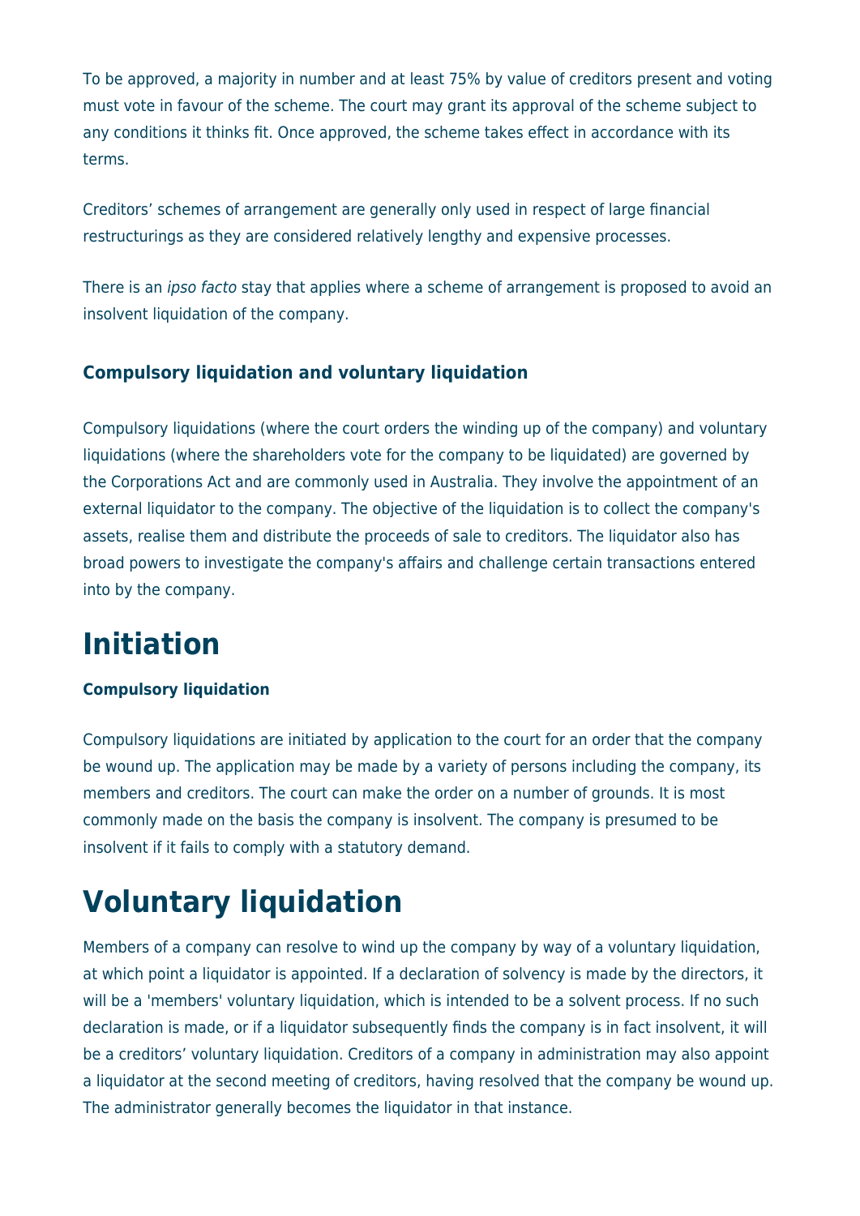To be approved, a majority in number and at least 75% by value of creditors present and voting must vote in favour of the scheme. The court may grant its approval of the scheme subject to any conditions it thinks fit. Once approved, the scheme takes effect in accordance with its terms.

Creditors' schemes of arrangement are generally only used in respect of large financial restructurings as they are considered relatively lengthy and expensive processes.

There is an *ipso facto* stay that applies where a scheme of arrangement is proposed to avoid an insolvent liquidation of the company.

### Compulsory liquidation and voluntary liquidation

Compulsory liquidations (where the court orders the winding up of the company) and voluntary liquidations (where the shareholders vote for the company to be liquidated) are governed by the Corporations Act and are commonly used in Australia. They involve the appointment of an external liquidator to the company. The objective of the liquidation is to collect the company's assets, realise them and distribute the proceeds of sale to creditors. The liquidator also has broad powers to investigate the company's affairs and challenge certain transactions entered into by the company.

# Initiation

### Compulsory liquidation

Compulsory liquidations are initiated by application to the court for an order that the company be wound up. The application may be made by a variety of persons including the company, its members and creditors. The court can make the order on a number of grounds. It is most commonly made on the basis the company is insolvent. The company is presumed to be insolvent if it fails to comply with a statutory demand.

# Voluntary liquidation

Members of a company can resolve to wind up the company by way of a voluntary liquidation, at which point a liquidator is appointed. If a declaration of solvency is made by the directors, it will be a 'members' voluntary liquidation, which is intended to be a solvent process. If no such declaration is made, or if a liquidator subsequently finds the company is in fact insolvent, it will be a creditors' voluntary liquidation. Creditors of a company in administration may also appoint a liquidator at the second meeting of creditors, having resolved that the company be wound up. The administrator generally becomes the liquidator in that instance.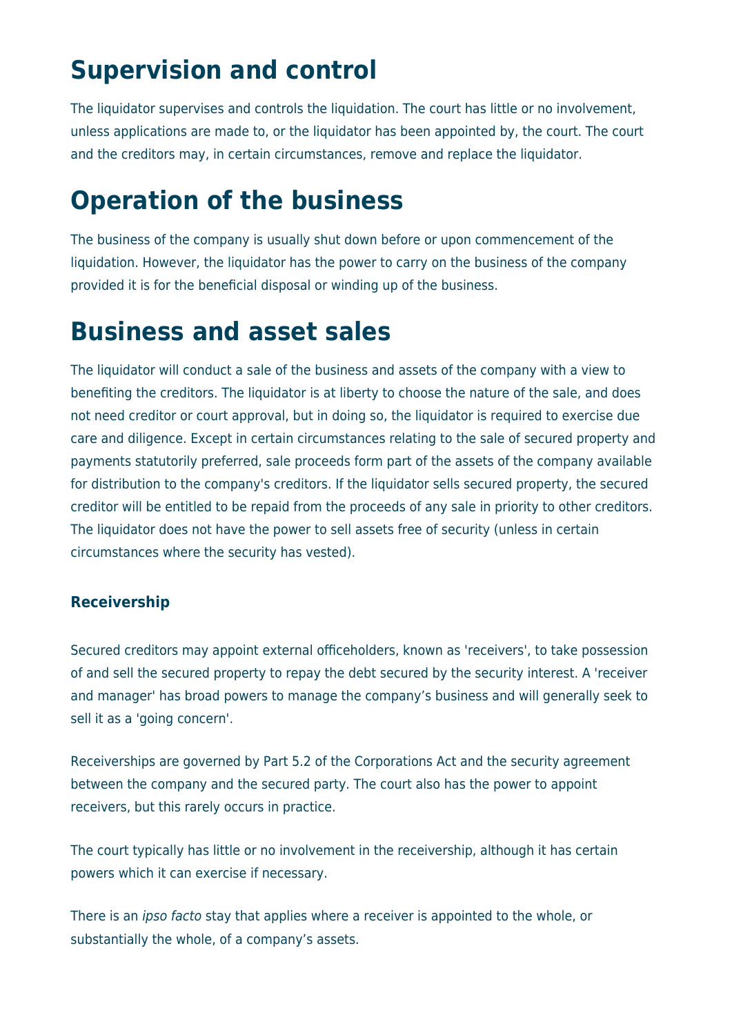# Supervision and control

The liquidator supervises and controls the liquidation. The court has little or no involvement, unless applications are made to, or the liquidator has been appointed by, the court. The court and the creditors may, in certain circumstances, remove and replace the liquidator.

# Operation of the business

The business of the company is usually shut down before or upon commencement of the liquidation. However, the liquidator has the power to carry on the business of the company provided it is for the beneficial disposal or winding up of the business.

# Business and asset sales

The liquidator will conduct a sale of the business and assets of the company with a view to benefiting the creditors. The liquidator is at liberty to choose the nature of the sale, and does not need creditor or court approval, but in doing so, the liquidator is required to exercise due care and diligence. Except in certain circumstances relating to the sale of secured property and payments statutorily preferred, sale proceeds form part of the assets of the company available for distribution to the company's creditors. If the liquidator sells secured property, the secured creditor will be entitled to be repaid from the proceeds of any sale in priority to other creditors. The liquidator does not have the power to sell assets free of security (unless in certain circumstances where the security has vested).

### Receivership

Secured creditors may appoint external officeholders, known as 'receivers', to take possession of and sell the secured property to repay the debt secured by the security interest. A 'receiver and manager' has broad powers to manage the company's business and will generally seek to sell it as a 'going concern'.

Receiverships are governed by Part 5.2 of the Corporations Act and the security agreement between the company and the secured party. The court also has the power to appoint receivers, but this rarely occurs in practice.

The court typically has little or no involvement in the receivership, although it has certain powers which it can exercise if necessary.

There is an *ipso facto* stay that applies where a receiver is appointed to the whole, or substantially the whole, of a company's assets.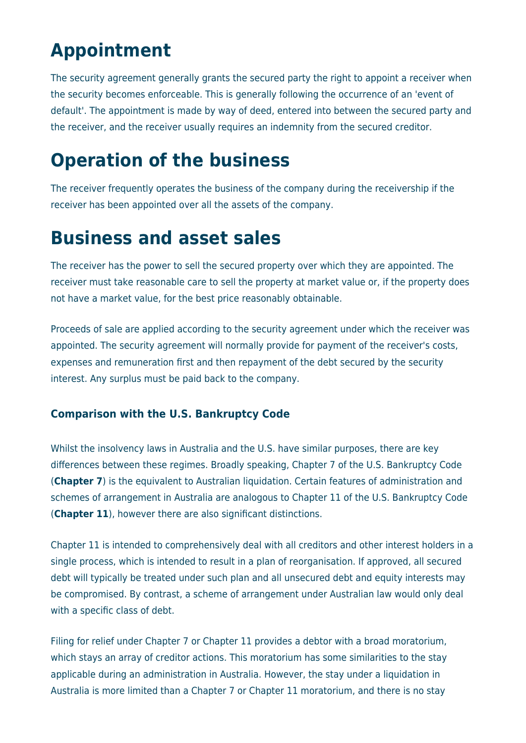# Appointment

The security agreement generally grants the secured party the right to appoint a receiver when the security becomes enforceable. This is generally following the occurrence of an 'event of default'. The appointment is made by way of deed, entered into between the secured party and the receiver, and the receiver usually requires an indemnity from the secured creditor.

# Operation of the business

The receiver frequently operates the business of the company during the receivership if the receiver has been appointed over all the assets of the company.

# Business and asset sales

The receiver has the power to sell the secured property over which they are appointed. The receiver must take reasonable care to sell the property at market value or, if the property does not have a market value, for the best price reasonably obtainable.

Proceeds of sale are applied according to the security agreement under which the receiver was appointed. The security agreement will normally provide for payment of the receiver's costs, expenses and remuneration first and then repayment of the debt secured by the security interest. Any surplus must be paid back to the company.

### Comparison with the U.S. Bankruptcy Code

Whilst the insolvency laws in Australia and the U.S. have similar purposes, there are key differences between these regimes. Broadly speaking, Chapter 7 of the U.S. Bankruptcy Code (**Chapter 7**) is the equivalent to Australian liquidation. Certain features of administration and schemes of arrangement in Australia are analogous to Chapter 11 of the U.S. Bankruptcy Code (**Chapter 11**), however there are also significant distinctions.

Chapter 11 is intended to comprehensively deal with all creditors and other interest holders in a single process, which is intended to result in a plan of reorganisation. If approved, all secured debt will typically be treated under such plan and all unsecured debt and equity interests may be compromised. By contrast, a scheme of arrangement under Australian law would only deal with a specific class of debt.

Filing for relief under Chapter 7 or Chapter 11 provides a debtor with a broad moratorium, which stays an array of creditor actions. This moratorium has some similarities to the stay applicable during an administration in Australia. However, the stay under a liquidation in Australia is more limited than a Chapter 7 or Chapter 11 moratorium, and there is no stay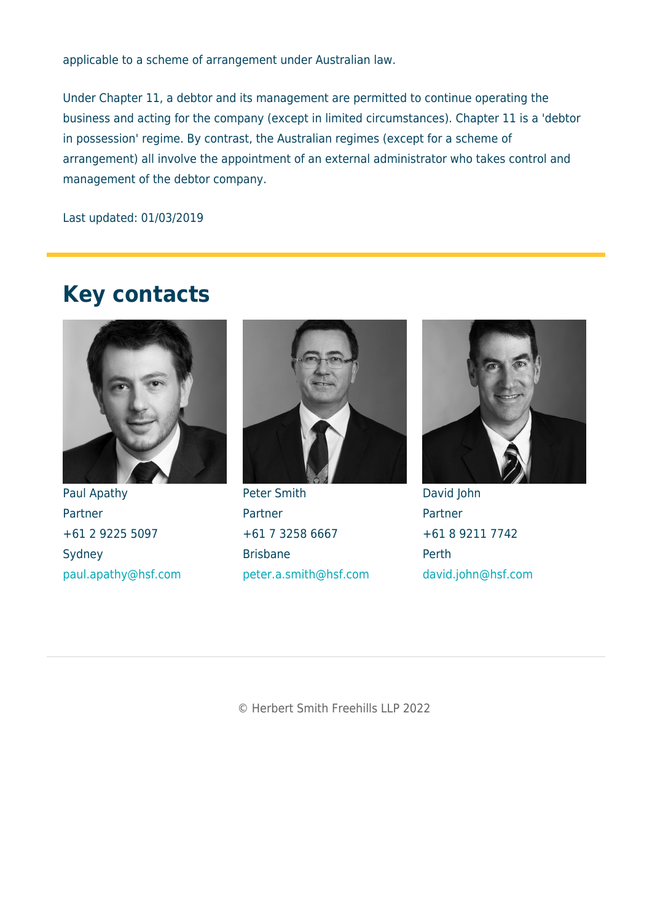applicable to a scheme of arrangement under Australian law.

Under Chapter 11, a debtor and its management are permitted to continue operating the business and acting for the company (except in limited circumstances). Chapter 11 is a 'debtor in possession' regime. By contrast, the Australian regimes (except for a scheme of arrangement) all involve the appointment of an external administrator who takes control and management of the debtor company.

Last updated: 01/03/2019

## Key contacts

Paul Apathy
Partner
+61 2 9225 5097
Sydney
paul.apathy@hsf.com

Peter Smith
Partner
+61 7 3258 6667
Brisbane
peter.a.smith@hsf.com

David John
Partner
+61 8 9211 7742
Perth
david.john@hsf.com

© Herbert Smith Freehills LLP 2022